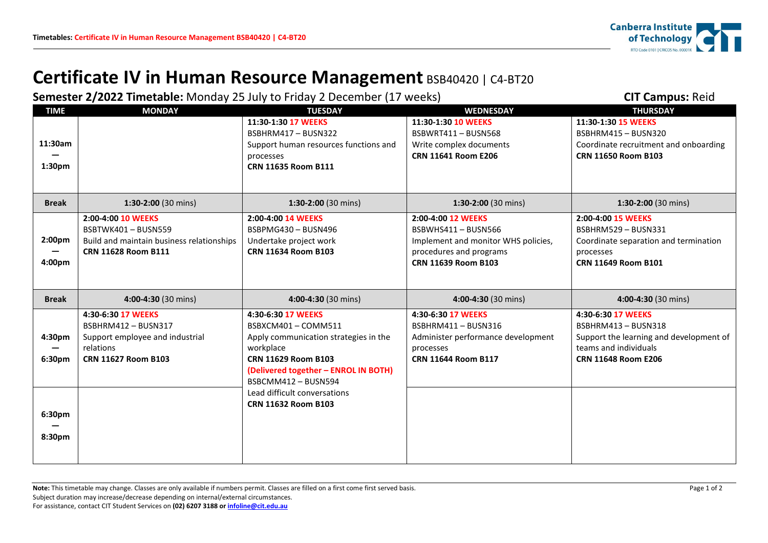# Certificate IV in Human Resource Management BSB40420 | C4-BT20

**Semester 2/2022 Timetable:** Monday 25 July to Friday 2 December (17 weeks)

**CIT Campus:** Reid

| TIME | MONDAY | TUESDAY | WEDNESDAY | THURSDAY |
|---|---|---|---|---|
| **11:30am — 1:30pm** | | **11:30-1:30 17 WEEKS** BSBHRM417 – BUSN322 Support human resources functions and processes **CRN 11635 Room B111** | **11:30-1:30 10 WEEKS** BSBWRT411 – BUSN568 Write complex documents **CRN 11641 Room E206** | **11:30-1:30 15 WEEKS** BSBHRM415 – BUSN320 Coordinate recruitment and onboarding **CRN 11650 Room B103** |
| **Break** | **1:30-2:00** (30 mins) | **1:30-2:00** (30 mins) | **1:30-2:00** (30 mins) | **1:30-2:00** (30 mins) |
| **2:00pm — 4:00pm** | **2:00-4:00 10 WEEKS** BSBTWK401 – BUSN559 Build and maintain business relationships **CRN 11628 Room B111** | **2:00-4:00 14 WEEKS** BSBPMG430 – BUSN496 Undertake project work **CRN 11634 Room B103** | **2:00-4:00 12 WEEKS** BSBWHS411 – BUSN566 Implement and monitor WHS policies, procedures and programs **CRN 11639 Room B103** | **2:00-4:00 15 WEEKS** BSBHRM529 – BUSN331 Coordinate separation and termination processes **CRN 11649 Room B101** |
| **Break** | **4:00-4:30** (30 mins) | **4:00-4:30** (30 mins) | **4:00-4:30** (30 mins) | **4:00-4:30** (30 mins) |
| **4:30pm — 6:30pm** | **4:30-6:30 17 WEEKS** BSBHRM412 – BUSN317 Support employee and industrial relations **CRN 11627 Room B103** | **4:30-6:30 17 WEEKS** BSBXCM401 – COMM511 Apply communication strategies in the workplace **CRN 11629 Room B103** **(Delivered together – ENROL IN BOTH)** BSBCMM412 – BUSN594 Lead difficult conversations **CRN 11632 Room B103** | **4:30-6:30 17 WEEKS** BSBHRM411 – BUSN316 Administer performance development processes **CRN 11644 Room B117** | **4:30-6:30 17 WEEKS** BSBHRM413 – BUSN318 Support the learning and development of teams and individuals **CRN 11648 Room E206** |
| **6:30pm — 8:30pm** | | | | |

**Note:** This timetable may change. Classes are only available if numbers permit. Classes are filled on a first come first served basis.
Subject duration may increase/decrease depending on internal/external circumstances.
For assistance, contact CIT Student Services on **(02) 6207 3188 or infoline@cit.edu.au**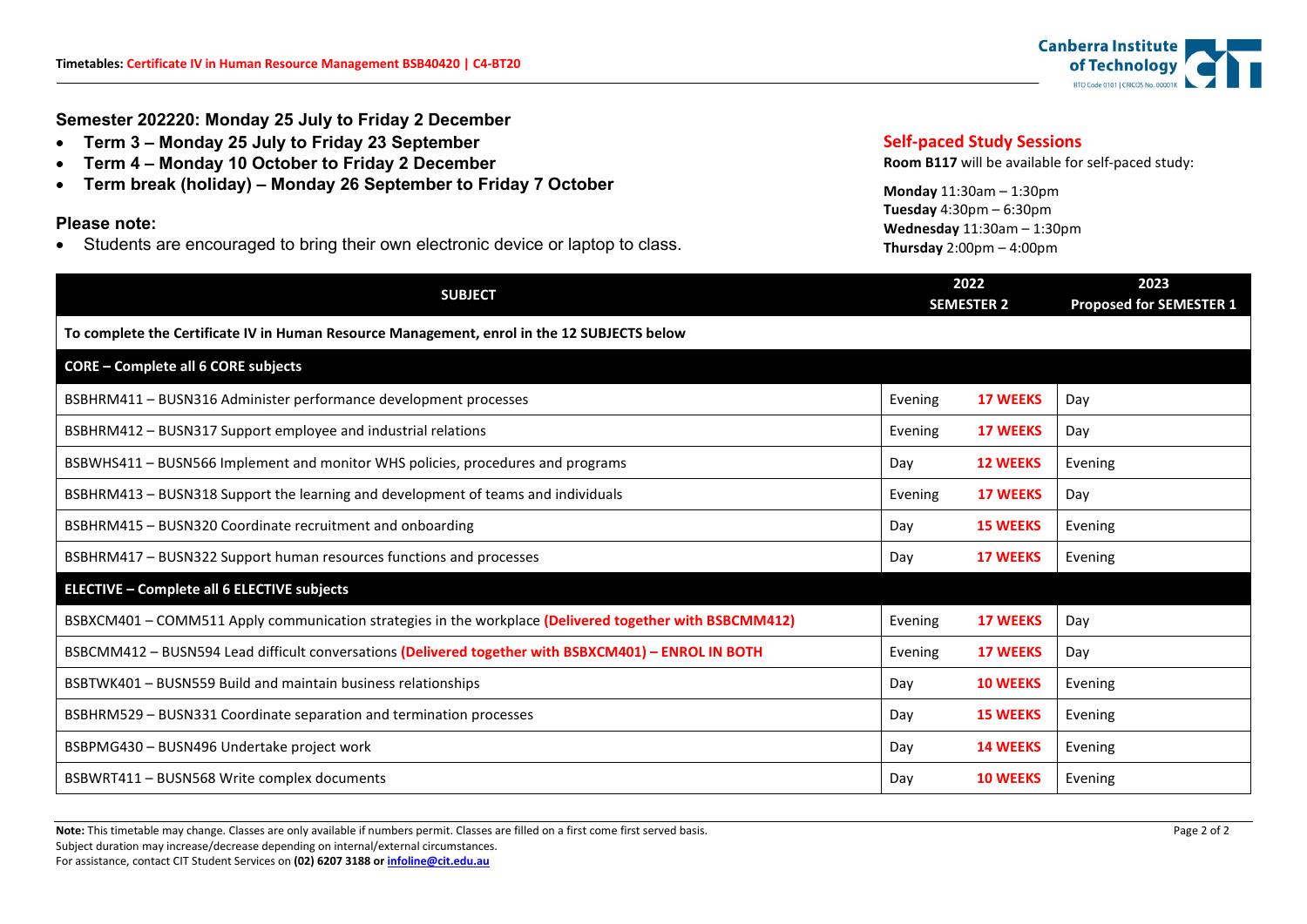## Semester 202220: Monday 25 July to Friday 2 December

- **Term 3 – Monday 25 July to Friday 23 September**
- **Term 4 – Monday 10 October to Friday 2 December**
- **Term break (holiday) – Monday 26 September to Friday 7 October**

### Please note:

- Students are encouraged to bring their own electronic device or laptop to class.

### Self-paced Study Sessions

**Room B117** will be available for self-paced study:

**Monday** 11:30am – 1:30pm
**Tuesday** 4:30pm – 6:30pm
**Wednesday** 11:30am – 1:30pm
**Thursday** 2:00pm – 4:00pm

| SUBJECT | 2022 SEMESTER 2 | | 2023 Proposed for SEMESTER 1 |
|---|---|---|---|
| **To complete the Certificate IV in Human Resource Management, enrol in the 12 SUBJECTS below** | | | |
| **CORE – Complete all 6 CORE subjects** | | | |
| BSBHRM411 – BUSN316 Administer performance development processes | Evening | **17 WEEKS** | Day |
| BSBHRM412 – BUSN317 Support employee and industrial relations | Evening | **17 WEEKS** | Day |
| BSBWHS411 – BUSN566 Implement and monitor WHS policies, procedures and programs | Day | **12 WEEKS** | Evening |
| BSBHRM413 – BUSN318 Support the learning and development of teams and individuals | Evening | **17 WEEKS** | Day |
| BSBHRM415 – BUSN320 Coordinate recruitment and onboarding | Day | **15 WEEKS** | Evening |
| BSBHRM417 – BUSN322 Support human resources functions and processes | Day | **17 WEEKS** | Evening |
| **ELECTIVE – Complete all 6 ELECTIVE subjects** | | | |
| BSBXCM401 – COMM511 Apply communication strategies in the workplace **(Delivered together with BSBCMM412)** | Evening | **17 WEEKS** | Day |
| BSBCMM412 – BUSN594 Lead difficult conversations **(Delivered together with BSBXCM401) – ENROL IN BOTH** | Evening | **17 WEEKS** | Day |
| BSBTWK401 – BUSN559 Build and maintain business relationships | Day | **10 WEEKS** | Evening |
| BSBHRM529 – BUSN331 Coordinate separation and termination processes | Day | **15 WEEKS** | Evening |
| BSBPMG430 – BUSN496 Undertake project work | Day | **14 WEEKS** | Evening |
| BSBWRT411 – BUSN568 Write complex documents | Day | **10 WEEKS** | Evening |

**Note:** This timetable may change. Classes are only available if numbers permit. Classes are filled on a first come first served basis.
Subject duration may increase/decrease depending on internal/external circumstances.
For assistance, contact CIT Student Services on **(02) 6207 3188 or infoline@cit.edu.au**